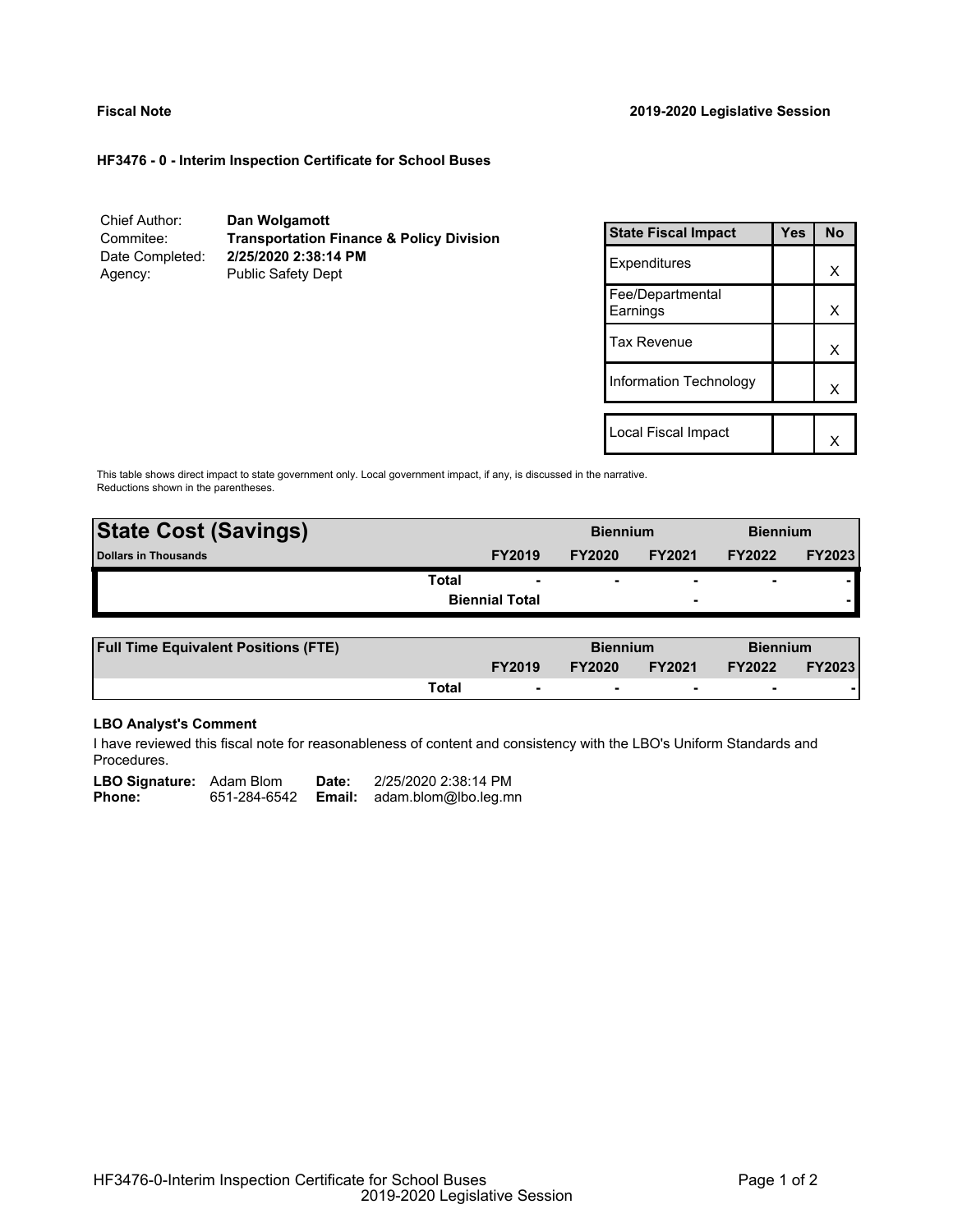**Fiscal Note** **2019-2020 Legislative Session**

**HF3476 - 0 - Interim Inspection Certificate for School Buses**

| | |
|---|---|
| Chief Author: | **Dan Wolgamott** |
| Commitee: | **Transportation Finance & Policy Division** |
| Date Completed: | **2/25/2020 2:38:14 PM** |
| Agency: | Public Safety Dept |

| State Fiscal Impact | Yes | No |
|---|---|---|
| Expenditures | | X |
| Fee/Departmental Earnings | | X |
| Tax Revenue | | X |
| Information Technology | | X |
| | | |
| Local Fiscal Impact | | X |

This table shows direct impact to state government only. Local government impact, if any, is discussed in the narrative. Reductions shown in the parentheses.

| **State Cost (Savings)** | | **Biennium** | | **Biennium** | |
|---|---|---|---|---|---|
| **Dollars in Thousands** | **FY2019** | **FY2020** | **FY2021** | **FY2022** | **FY2023** |
| **Total** | - | - | - | - | - |
| **Biennial Total** | | | - | | - |

| **Full Time Equivalent Positions (FTE)** | | **Biennium** | | **Biennium** | |
|---|---|---|---|---|---|
| | **FY2019** | **FY2020** | **FY2021** | **FY2022** | **FY2023** |
| **Total** | - | - | - | - | - |

**LBO Analyst's Comment**

I have reviewed this fiscal note for reasonableness of content and consistency with the LBO's Uniform Standards and Procedures.

**LBO Signature:** Adam Blom **Date:** 2/25/2020 2:38:14 PM
**Phone:** 651-284-6542 **Email:** adam.blom@lbo.leg.mn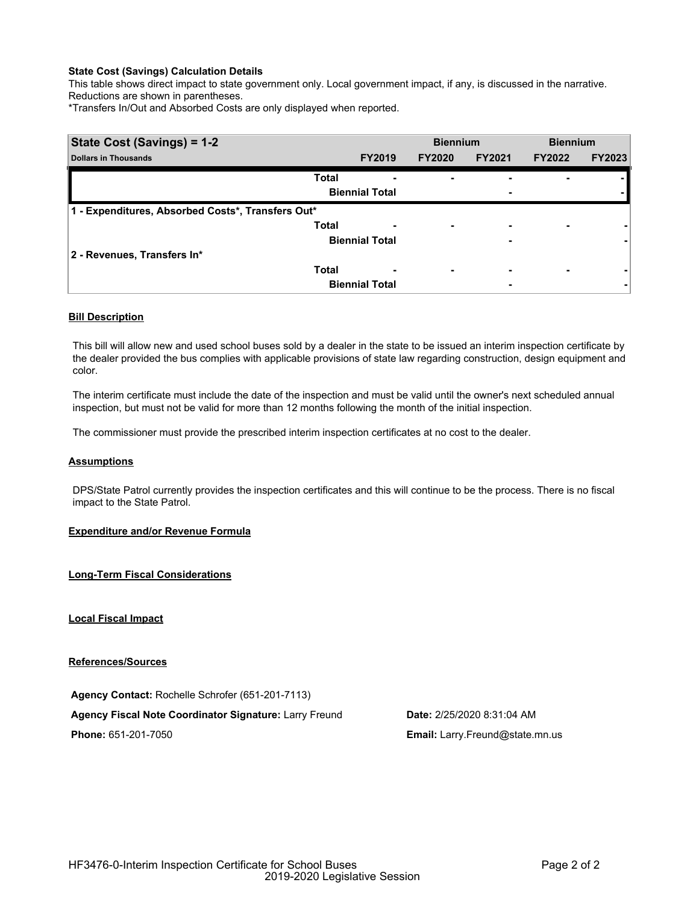**State Cost (Savings) Calculation Details**

This table shows direct impact to state government only. Local government impact, if any, is discussed in the narrative. Reductions are shown in parentheses.

*Transfers In/Out and Absorbed Costs are only displayed when reported.

| State Cost (Savings) = 1-2 | | Biennium | | Biennium | |
|---|---|---|---|---|---|
| Dollars in Thousands | FY2019 | FY2020 | FY2021 | FY2022 | FY2023 |
| Total | - | - | - | - | - |
| Biennial Total | | | - | | - |
| **1 - Expenditures, Absorbed Costs*, Transfers Out*** | | | | | |
| Total | - | - | - | - | - |
| Biennial Total | | | - | | - |
| **2 - Revenues, Transfers In*** | | | | | |
| Total | - | - | - | - | - |
| Biennial Total | | | - | | - |

**Bill Description**

This bill will allow new and used school buses sold by a dealer in the state to be issued an interim inspection certificate by the dealer provided the bus complies with applicable provisions of state law regarding construction, design equipment and color.

The interim certificate must include the date of the inspection and must be valid until the owner's next scheduled annual inspection, but must not be valid for more than 12 months following the month of the initial inspection.

The commissioner must provide the prescribed interim inspection certificates at no cost to the dealer.

**Assumptions**

DPS/State Patrol currently provides the inspection certificates and this will continue to be the process. There is no fiscal impact to the State Patrol.

**Expenditure and/or Revenue Formula**

**Long-Term Fiscal Considerations**

**Local Fiscal Impact**

**References/Sources**

**Agency Contact:** Rochelle Schrofer (651-201-7113)

**Agency Fiscal Note Coordinator Signature:** Larry Freund

**Date:** 2/25/2020 8:31:04 AM

**Phone:** 651-201-7050

**Email:** Larry.Freund@state.mn.us